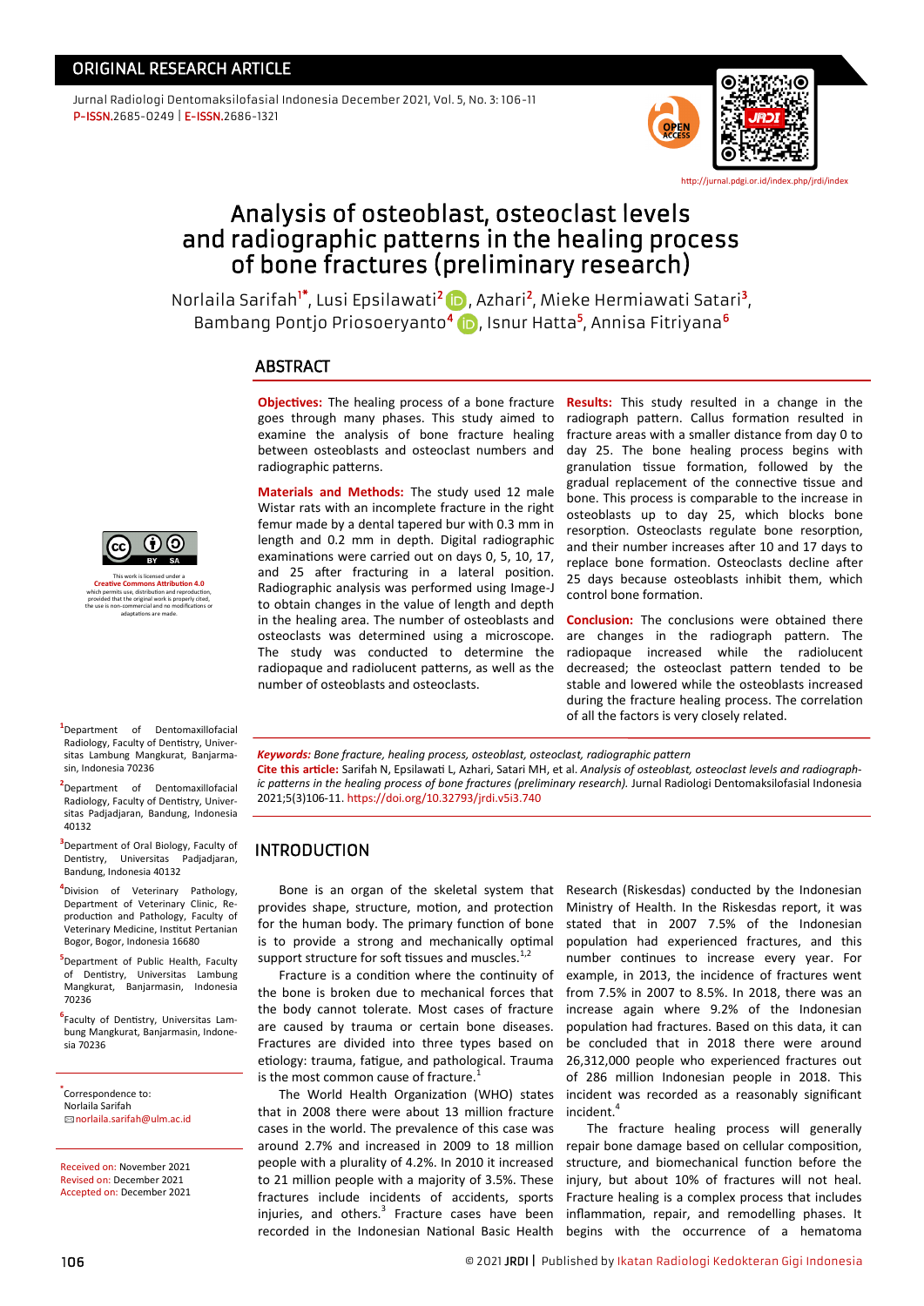ORIGINAL RESEARCH ARTICLE

Jurnal Radiologi Dentomaksilofasial Indonesia December 2021, Vol. 5, No. 3: 106-11
P-ISSN.2685-0249 | E-ISSN.2686-1321

http://jurnal.pdgi.or.id/index.php/jrdi/index

# Analysis of osteoblast, osteoclast levels and radiographic patterns in the healing process of bone fractures (preliminary research)

Norlaila Sarifah[1*], Lusi Epsilawati[2], Azhari[2], Mieke Hermiawati Satari[3], Bambang Pontjo Priosoeryanto[4], Isnur Hatta[5], Annisa Fitriyana[6]

## ABSTRACT

**Objectives:** The healing process of a bone fracture goes through many phases. This study aimed to examine the analysis of bone fracture healing between osteoblasts and osteoclast numbers and radiographic patterns.

**Materials and Methods:** The study used 12 male Wistar rats with an incomplete fracture in the right femur made by a dental tapered bur with 0.3 mm in length and 0.2 mm in depth. Digital radiographic examinations were carried out on days 0, 5, 10, 17, and 25 after fracturing in a lateral position. Radiographic analysis was performed using Image-J to obtain changes in the value of length and depth in the healing area. The number of osteoblasts and osteoclasts was determined using a microscope. The study was conducted to determine the radiopaque and radiolucent patterns, as well as the number of osteoblasts and osteoclasts.

**Results:** This study resulted in a change in the radiograph pattern. Callus formation resulted in fracture areas with a smaller distance from day 0 to day 25. The bone healing process begins with granulation tissue formation, followed by the gradual replacement of the connective tissue and bone. This process is comparable to the increase in osteoblasts up to day 25, which blocks bone resorption. Osteoclasts regulate bone resorption, and their number increases after 10 and 17 days to replace bone formation. Osteoclasts decline after 25 days because osteoblasts inhibit them, which control bone formation.

**Conclusion:** The conclusions were obtained there are changes in the radiograph pattern. The radiopaque increased while the radiolucent decreased; the osteoclast pattern tended to be stable and lowered while the osteoblasts increased during the fracture healing process. The correlation of all the factors is very closely related.

*Keywords: Bone fracture, healing process, osteoblast, osteoclast, radiographic pattern*

**Cite this article:** Sarifah N, Epsilawati L, Azhari, Satari MH, et al. *Analysis of osteoblast, osteoclast levels and radiographic patterns in the healing process of bone fractures (preliminary research).* Jurnal Radiologi Dentomaksilofasial Indonesia 2021;5(3)106-11. https://doi.org/10.32793/jrdi.v5i3.740

This work is licensed under a Creative Commons Attribution 4.0 which permits use, distribution and reproduction, provided that the original work is properly cited, the use is non-commercial and no modifications or adaptations are made.

[1]Department of Dentomaxillofacial Radiology, Faculty of Dentistry, Universitas Lambung Mangkurat, Banjarmasin, Indonesia 70236

[2]Department of Dentomaxillofacial Radiology, Faculty of Dentistry, Universitas Padjadjaran, Bandung, Indonesia 40132

[3]Department of Oral Biology, Faculty of Dentistry, Universitas Padjadjaran, Bandung, Indonesia 40132

[4]Division of Veterinary Pathology, Department of Veterinary Clinic, Reproduction and Pathology, Faculty of Veterinary Medicine, Institut Pertanian Bogor, Bogor, Indonesia 16680

[5]Department of Public Health, Faculty of Dentistry, Universitas Lambung Mangkurat, Banjarmasin, Indonesia 70236

[6]Faculty of Dentistry, Universitas Lambung Mangkurat, Banjarmasin, Indonesia 70236

[*]Correspondence to:
Norlaila Sarifah
norlaila.sarifah@ulm.ac.id

Received on: November 2021
Revised on: December 2021
Accepted on: December 2021

## INTRODUCTION

Bone is an organ of the skeletal system that provides shape, structure, motion, and protection for the human body. The primary function of bone is to provide a strong and mechanically optimal support structure for soft tissues and muscles.[1,2]

Fracture is a condition where the continuity of the bone is broken due to mechanical forces that the body cannot tolerate. Most cases of fracture are caused by trauma or certain bone diseases. Fractures are divided into three types based on etiology: trauma, fatigue, and pathological. Trauma is the most common cause of fracture.[1]

The World Health Organization (WHO) states that in 2008 there were about 13 million fracture cases in the world. The prevalence of this case was around 2.7% and increased in 2009 to 18 million people with a plurality of 4.2%. In 2010 it increased to 21 million people with a majority of 3.5%. These fractures include incidents of accidents, sports injuries, and others.[3] Fracture cases have been recorded in the Indonesian National Basic Health Research (Riskesdas) conducted by the Indonesian Ministry of Health. In the Riskesdas report, it was stated that in 2007 7.5% of the Indonesian population had experienced fractures, and this number continues to increase every year. For example, in 2013, the incidence of fractures went from 7.5% in 2007 to 8.5%. In 2018, there was an increase again where 9.2% of the Indonesian population had fractures. Based on this data, it can be concluded that in 2018 there were around 26,312,000 people who experienced fractures out of 286 million Indonesian people in 2018. This incident was recorded as a reasonably significant incident.[4]

The fracture healing process will generally repair bone damage based on cellular composition, structure, and biomechanical function before the injury, but about 10% of fractures will not heal. Fracture healing is a complex process that includes inflammation, repair, and remodelling phases. It begins with the occurrence of a hematoma

© 2021 JRDI | Published by Ikatan Radiologi Kedokteran Gigi Indonesia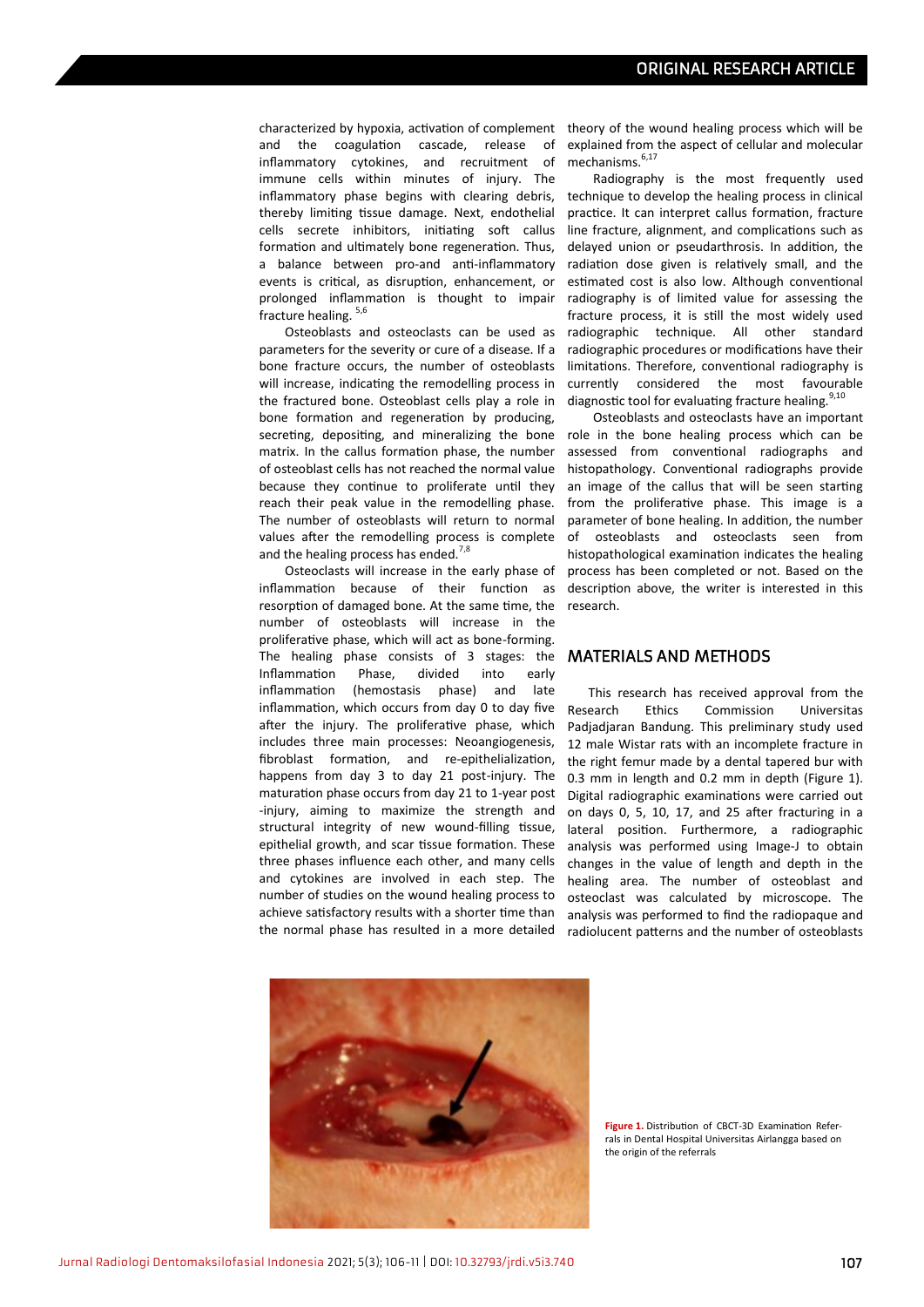characterized by hypoxia, activation of complement and the coagulation cascade, release of inflammatory cytokines, and recruitment of immune cells within minutes of injury. The inflammatory phase begins with clearing debris, thereby limiting tissue damage. Next, endothelial cells secrete inhibitors, initiating soft callus formation and ultimately bone regeneration. Thus, a balance between pro-and anti-inflammatory events is critical, as disruption, enhancement, or prolonged inflammation is thought to impair fracture healing.[5,6]

Osteoblasts and osteoclasts can be used as parameters for the severity or cure of a disease. If a bone fracture occurs, the number of osteoblasts will increase, indicating the remodelling process in the fractured bone. Osteoblast cells play a role in bone formation and regeneration by producing, secreting, depositing, and mineralizing the bone matrix. In the callus formation phase, the number of osteoblast cells has not reached the normal value because they continue to proliferate until they reach their peak value in the remodelling phase. The number of osteoblasts will return to normal values after the remodelling process is complete and the healing process has ended.[7,8]

Osteoclasts will increase in the early phase of inflammation because of their function as resorption of damaged bone. At the same time, the number of osteoblasts will increase in the proliferative phase, which will act as bone-forming. The healing phase consists of 3 stages: the Inflammation Phase, divided into early inflammation (hemostasis phase) and late inflammation, which occurs from day 0 to day five after the injury. The proliferative phase, which includes three main processes: Neoangiogenesis, fibroblast formation, and re-epithelialization, happens from day 3 to day 21 post-injury. The maturation phase occurs from day 21 to 1-year post -injury, aiming to maximize the strength and structural integrity of new wound-filling tissue, epithelial growth, and scar tissue formation. These three phases influence each other, and many cells and cytokines are involved in each step. The number of studies on the wound healing process to achieve satisfactory results with a shorter time than the normal phase has resulted in a more detailed theory of the wound healing process which will be explained from the aspect of cellular and molecular mechanisms.[6,17]

Radiography is the most frequently used technique to develop the healing process in clinical practice. It can interpret callus formation, fracture line fracture, alignment, and complications such as delayed union or pseudarthrosis. In addition, the radiation dose given is relatively small, and the estimated cost is also low. Although conventional radiography is of limited value for assessing the fracture process, it is still the most widely used radiographic technique. All other standard radiographic procedures or modifications have their limitations. Therefore, conventional radiography is currently considered the most favourable diagnostic tool for evaluating fracture healing.[9,10]

Osteoblasts and osteoclasts have an important role in the bone healing process which can be assessed from conventional radiographs and histopathology. Conventional radiographs provide an image of the callus that will be seen starting from the proliferative phase. This image is a parameter of bone healing. In addition, the number of osteoblasts and osteoclasts seen from histopathological examination indicates the healing process has been completed or not. Based on the description above, the writer is interested in this research.

## MATERIALS AND METHODS

This research has received approval from the Research Ethics Commission Universitas Padjadjaran Bandung. This preliminary study used 12 male Wistar rats with an incomplete fracture in the right femur made by a dental tapered bur with 0.3 mm in length and 0.2 mm in depth (Figure 1). Digital radiographic examinations were carried out on days 0, 5, 10, 17, and 25 after fracturing in a lateral position. Furthermore, a radiographic analysis was performed using Image-J to obtain changes in the value of length and depth in the healing area. The number of osteoblast and osteoclast was calculated by microscope. The analysis was performed to find the radiopaque and radiolucent patterns and the number of osteoblasts

**Figure 1.** Distribution of CBCT-3D Examination Referrals in Dental Hospital Universitas Airlangga based on the origin of the referrals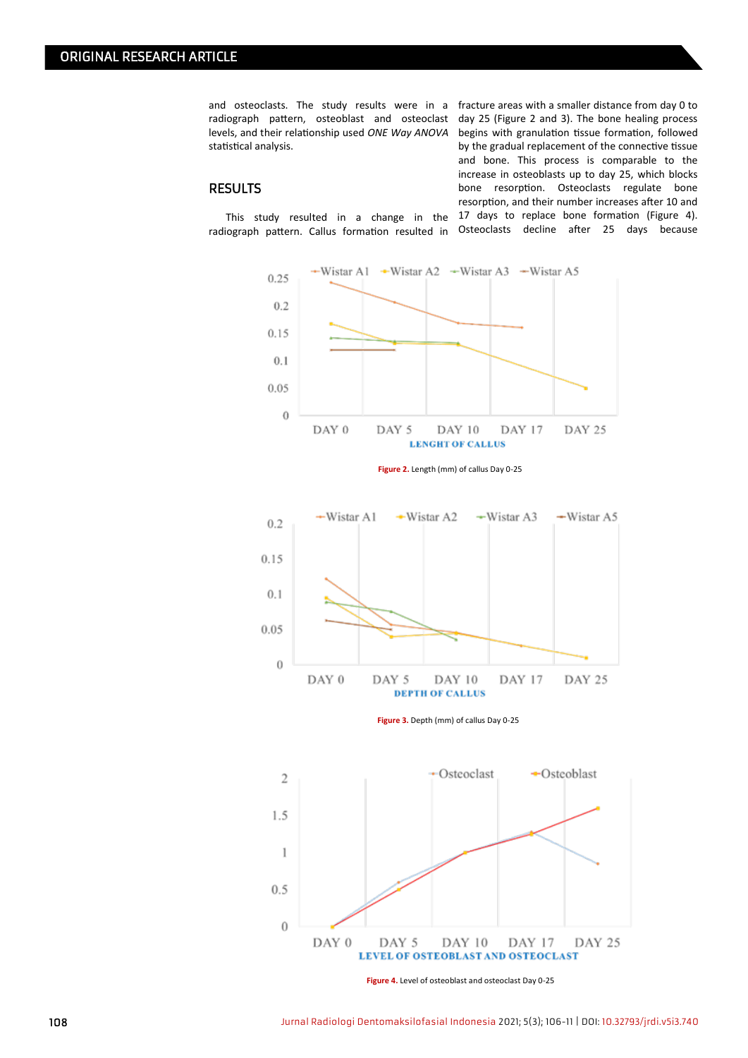and osteoclasts. The study results were in a radiograph pattern, osteoblast and osteoclast levels, and their relationship used *ONE Way ANOVA* statistical analysis.

## RESULTS

This study resulted in a change in the radiograph pattern. Callus formation resulted in fracture areas with a smaller distance from day 0 to day 25 (Figure 2 and 3). The bone healing process begins with granulation tissue formation, followed by the gradual replacement of the connective tissue and bone. This process is comparable to the increase in osteoblasts up to day 25, which blocks bone resorption. Osteoclasts regulate bone resorption, and their number increases after 10 and 17 days to replace bone formation (Figure 4). Osteoclasts decline after 25 days because

**Figure 2.** Length (mm) of callus Day 0-25

**Figure 3.** Depth (mm) of callus Day 0-25

**Figure 4.** Level of osteoblast and osteoclast Day 0-25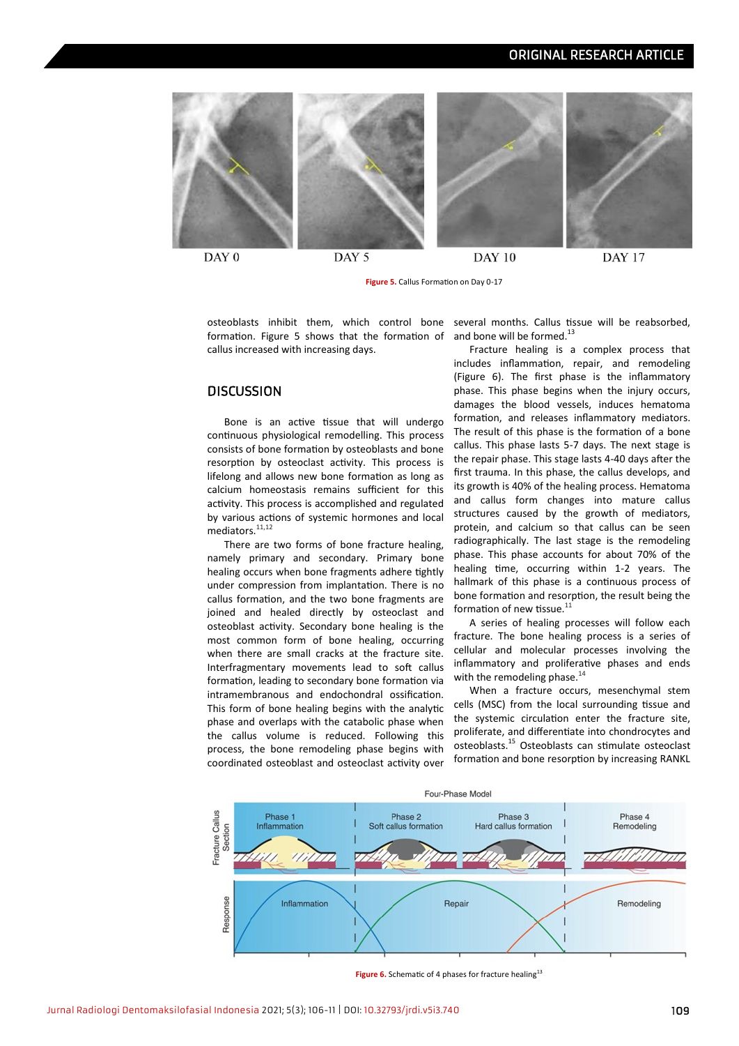Figure 5. Callus Formation on Day 0-17

osteoblasts inhibit them, which control bone formation. Figure 5 shows that the formation of callus increased with increasing days.

## DISCUSSION

Bone is an active tissue that will undergo continuous physiological remodelling. This process consists of bone formation by osteoblasts and bone resorption by osteoclast activity. This process is lifelong and allows new bone formation as long as calcium homeostasis remains sufficient for this activity. This process is accomplished and regulated by various actions of systemic hormones and local mediators.[11,12]

There are two forms of bone fracture healing, namely primary and secondary. Primary bone healing occurs when bone fragments adhere tightly under compression from implantation. There is no callus formation, and the two bone fragments are joined and healed directly by osteoclast and osteoblast activity. Secondary bone healing is the most common form of bone healing, occurring when there are small cracks at the fracture site. Interfragmentary movements lead to soft callus formation, leading to secondary bone formation via intramembranous and endochondral ossification. This form of bone healing begins with the analytic phase and overlaps with the catabolic phase when the callus volume is reduced. Following this process, the bone remodeling phase begins with coordinated osteoblast and osteoclast activity over several months. Callus tissue will be reabsorbed, and bone will be formed.[13]

Fracture healing is a complex process that includes inflammation, repair, and remodeling (Figure 6). The first phase is the inflammatory phase. This phase begins when the injury occurs, damages the blood vessels, induces hematoma formation, and releases inflammatory mediators. The result of this phase is the formation of a bone callus. This phase lasts 5-7 days. The next stage is the repair phase. This stage lasts 4-40 days after the first trauma. In this phase, the callus develops, and its growth is 40% of the healing process. Hematoma and callus form changes into mature callus structures caused by the growth of mediators, protein, and calcium so that callus can be seen radiographically. The last stage is the remodeling phase. This phase accounts for about 70% of the healing time, occurring within 1-2 years. The hallmark of this phase is a continuous process of bone formation and resorption, the result being the formation of new tissue.[11]

A series of healing processes will follow each fracture. The bone healing process is a series of cellular and molecular processes involving the inflammatory and proliferative phases and ends with the remodeling phase.[14]

When a fracture occurs, mesenchymal stem cells (MSC) from the local surrounding tissue and the systemic circulation enter the fracture site, proliferate, and differentiate into chondrocytes and osteoblasts.[15] Osteoblasts can stimulate osteoclast formation and bone resorption by increasing RANKL

Figure 6. Schematic of 4 phases for fracture healing[13]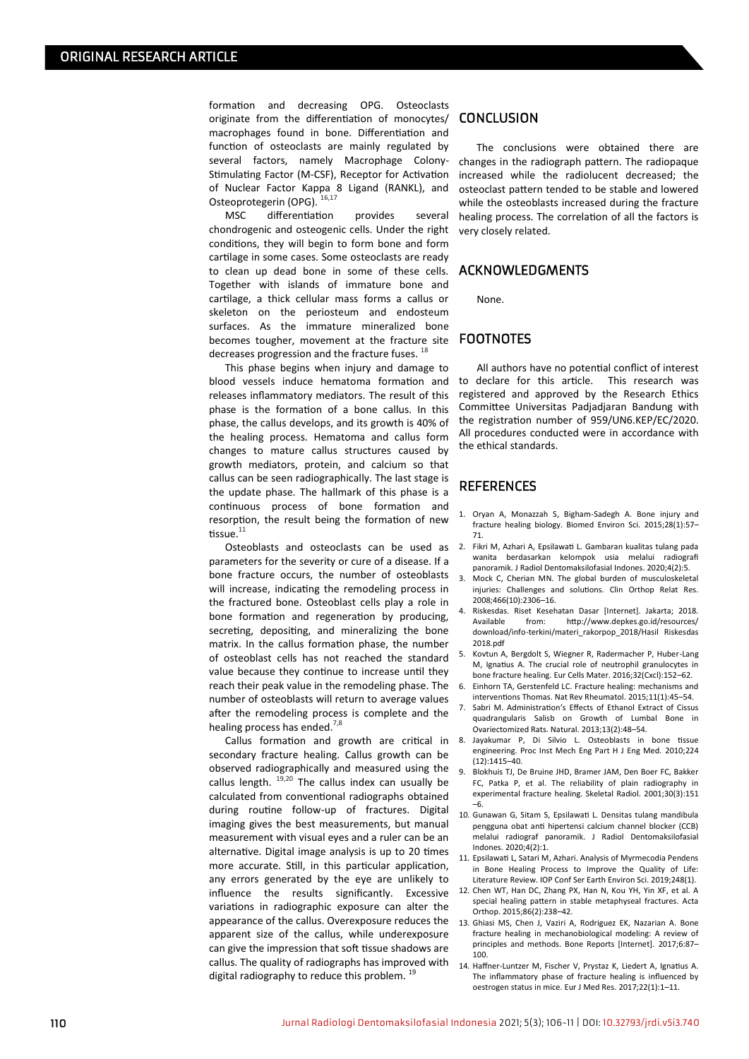formation and decreasing OPG. Osteoclasts originate from the differentiation of monocytes/macrophages found in bone. Differentiation and function of osteoclasts are mainly regulated by several factors, namely Macrophage Colony-Stimulating Factor (M-CSF), Receptor for Activation of Nuclear Factor Kappa 8 Ligand (RANKL), and Osteoprotegerin (OPG).[16,17]

MSC differentiation provides several chondrogenic and osteogenic cells. Under the right conditions, they will begin to form bone and form cartilage in some cases. Some osteoclasts are ready to clean up dead bone in some of these cells. Together with islands of immature bone and cartilage, a thick cellular mass forms a callus or skeleton on the periosteum and endosteum surfaces. As the immature mineralized bone becomes tougher, movement at the fracture site decreases progression and the fracture fuses.[18]

This phase begins when injury and damage to blood vessels induce hematoma formation and releases inflammatory mediators. The result of this phase is the formation of a bone callus. In this phase, the callus develops, and its growth is 40% of the healing process. Hematoma and callus form changes to mature callus structures caused by growth mediators, protein, and calcium so that callus can be seen radiographically. The last stage is the update phase. The hallmark of this phase is a continuous process of bone formation and resorption, the result being the formation of new tissue.[11]

Osteoblasts and osteoclasts can be used as parameters for the severity or cure of a disease. If a bone fracture occurs, the number of osteoblasts will increase, indicating the remodeling process in the fractured bone. Osteoblast cells play a role in bone formation and regeneration by producing, secreting, depositing, and mineralizing the bone matrix. In the callus formation phase, the number of osteoblast cells has not reached the standard value because they continue to increase until they reach their peak value in the remodeling phase. The number of osteoblasts will return to average values after the remodeling process is complete and the healing process has ended.[7,8]

Callus formation and growth are critical in secondary fracture healing. Callus growth can be observed radiographically and measured using the callus length.[19,20] The callus index can usually be calculated from conventional radiographs obtained during routine follow-up of fractures. Digital imaging gives the best measurements, but manual measurement with visual eyes and a ruler can be an alternative. Digital image analysis is up to 20 times more accurate. Still, in this particular application, any errors generated by the eye are unlikely to influence the results significantly. Excessive variations in radiographic exposure can alter the appearance of the callus. Overexposure reduces the apparent size of the callus, while underexposure can give the impression that soft tissue shadows are callus. The quality of radiographs has improved with digital radiography to reduce this problem.[19]

## CONCLUSION

The conclusions were obtained there are changes in the radiograph pattern. The radiopaque increased while the radiolucent decreased; the osteoclast pattern tended to be stable and lowered while the osteoblasts increased during the fracture healing process. The correlation of all the factors is very closely related.

## ACKNOWLEDGMENTS

None.

## FOOTNOTES

All authors have no potential conflict of interest to declare for this article. This research was registered and approved by the Research Ethics Committee Universitas Padjadjaran Bandung with the registration number of 959/UN6.KEP/EC/2020. All procedures conducted were in accordance with the ethical standards.

## REFERENCES

1. Oryan A, Monazzah S, Bigham-Sadegh A. Bone injury and fracture healing biology. Biomed Environ Sci. 2015;28(1):57–71.
2. Fikri M, Azhari A, Epsilawati L. Gambaran kualitas tulang pada wanita berdasarkan kelompok usia melalui radiografi panoramik. J Radiol Dentomaksilofasial Indones. 2020;4(2):5.
3. Mock C, Cherian MN. The global burden of musculoskeletal injuries: Challenges and solutions. Clin Orthop Relat Res. 2008;466(10):2306–16.
4. Riskesdas. Riset Kesehatan Dasar [Internet]. Jakarta; 2018. Available from: http://www.depkes.go.id/resources/download/info-terkini/materi_rakorpop_2018/Hasil Riskesdas 2018.pdf
5. Kovtun A, Bergdolt S, Wiegner R, Radermacher P, Huber-Lang M, Ignatius A. The crucial role of neutrophil granulocytes in bone fracture healing. Eur Cells Mater. 2016;32(Cxcl):152–62.
6. Einhorn TA, Gerstenfeld LC. Fracture healing: mechanisms and interventions Thomas. Nat Rev Rheumatol. 2015;11(1):45–54.
7. Sabri M. Administration's Effects of Ethanol Extract of Cissus quadrangularis Salisb on Growth of Lumbal Bone in Ovariectomized Rats. Natural. 2013;13(2):48–54.
8. Jayakumar P, Di Silvio L. Osteoblasts in bone tissue engineering. Proc Inst Mech Eng Part H J Eng Med. 2010;224(12):1415–40.
9. Blokhuis TJ, De Bruine JHD, Bramer JAM, Den Boer FC, Bakker FC, Patka P, et al. The reliability of plain radiography in experimental fracture healing. Skeletal Radiol. 2001;30(3):151–6.
10. Gunawan G, Sitam S, Epsilawati L. Densitas tulang mandibula pengguna obat anti hipertensi calcium channel blocker (CCB) melalui radiograf panoramik. J Radiol Dentomaksilofasial Indones. 2020;4(2):1.
11. Epsilawati L, Satari M, Azhari. Analysis of Myrmecodia Pendens in Bone Healing Process to Improve the Quality of Life: Literature Review. IOP Conf Ser Earth Environ Sci. 2019;248(1).
12. Chen WT, Han DC, Zhang PX, Han N, Kou YH, Yin XF, et al. A special healing pattern in stable metaphyseal fractures. Acta Orthop. 2015;86(2):238–42.
13. Ghiasi MS, Chen J, Vaziri A, Rodriguez EK, Nazarian A. Bone fracture healing in mechanobiological modeling: A review of principles and methods. Bone Reports [Internet]. 2017;6:87–100.
14. Haffner-Luntzer M, Fischer V, Prystaz K, Liedert A, Ignatius A. The inflammatory phase of fracture healing is influenced by oestrogen status in mice. Eur J Med Res. 2017;22(1):1–11.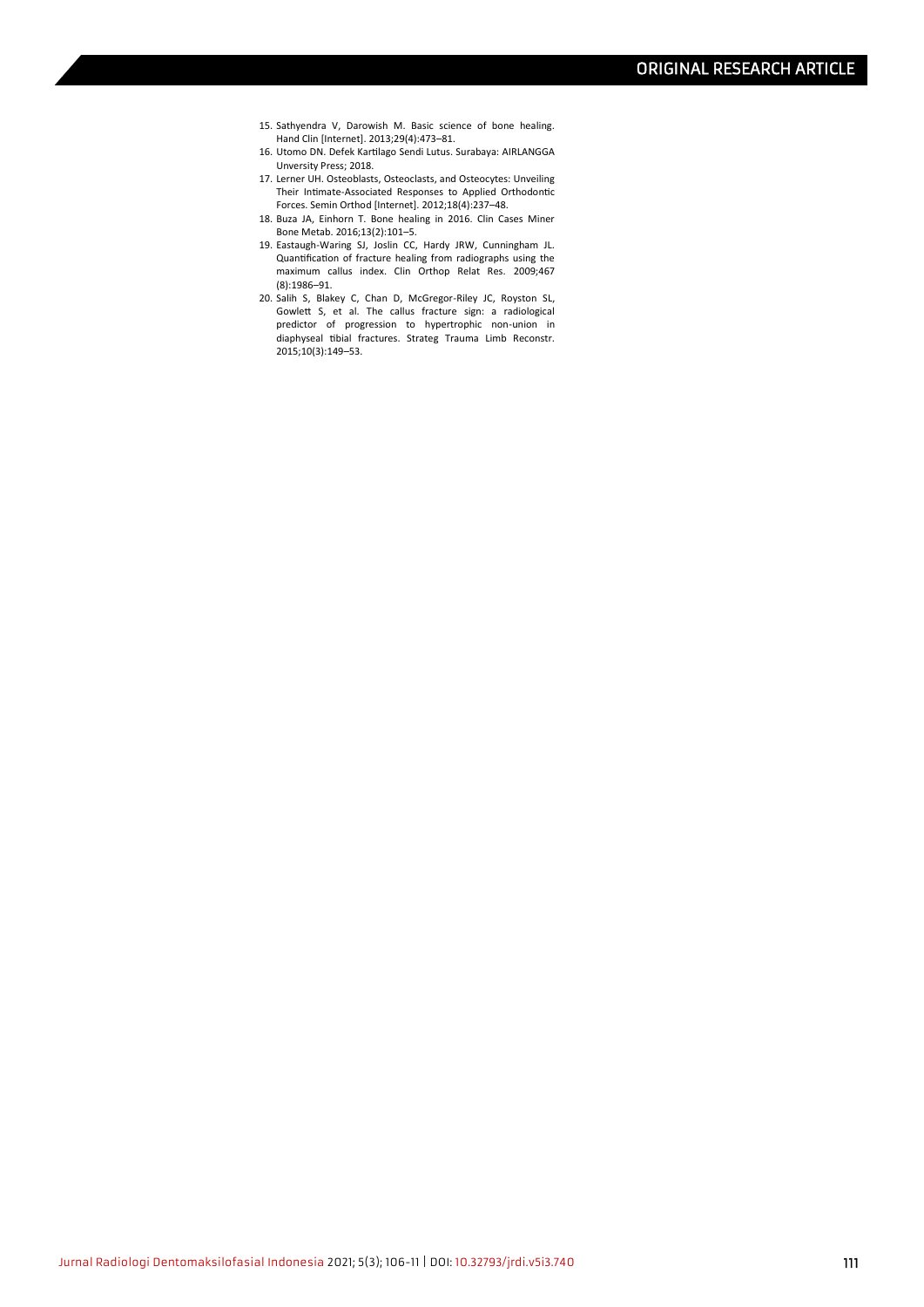15. Sathyendra V, Darowish M. Basic science of bone healing. Hand Clin [Internet]. 2013;29(4):473–81.
16. Utomo DN. Defek Kartilago Sendi Lutus. Surabaya: AIRLANGGA Unversity Press; 2018.
17. Lerner UH. Osteoblasts, Osteoclasts, and Osteocytes: Unveiling Their Intimate-Associated Responses to Applied Orthodontic Forces. Semin Orthod [Internet]. 2012;18(4):237–48.
18. Buza JA, Einhorn T. Bone healing in 2016. Clin Cases Miner Bone Metab. 2016;13(2):101–5.
19. Eastaugh-Waring SJ, Joslin CC, Hardy JRW, Cunningham JL. Quantification of fracture healing from radiographs using the maximum callus index. Clin Orthop Relat Res. 2009;467 (8):1986–91.
20. Salih S, Blakey C, Chan D, McGregor-Riley JC, Royston SL, Gowlett S, et al. The callus fracture sign: a radiological predictor of progression to hypertrophic non-union in diaphyseal tibial fractures. Strateg Trauma Limb Reconstr. 2015;10(3):149–53.